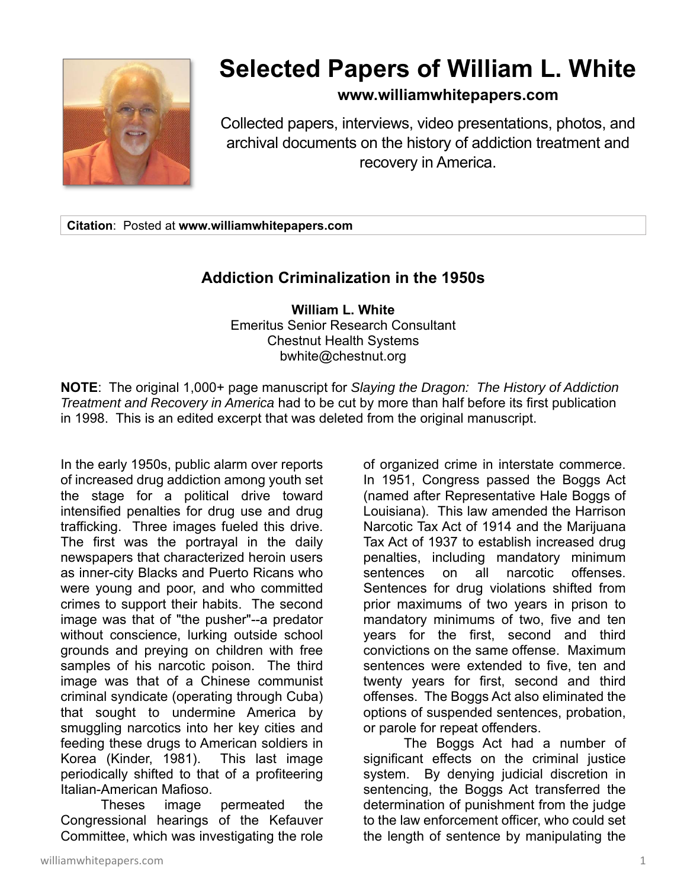# Selected Papers of William L. White

**www.williamwhitepapers.com**

Collected papers, interviews, video presentations, photos, and archival documents on the history of addiction treatment and recovery in America.

**Citation**: Posted at **www.williamwhitepapers.com**

## Addiction Criminalization in the 1950s

**William L. White**
Emeritus Senior Research Consultant
Chestnut Health Systems
bwhite@chestnut.org

**NOTE**: The original 1,000+ page manuscript for *Slaying the Dragon: The History of Addiction Treatment and Recovery in America* had to be cut by more than half before its first publication in 1998. This is an edited excerpt that was deleted from the original manuscript.

In the early 1950s, public alarm over reports of increased drug addiction among youth set the stage for a political drive toward intensified penalties for drug use and drug trafficking. Three images fueled this drive. The first was the portrayal in the daily newspapers that characterized heroin users as inner-city Blacks and Puerto Ricans who were young and poor, and who committed crimes to support their habits. The second image was that of "the pusher"--a predator without conscience, lurking outside school grounds and preying on children with free samples of his narcotic poison. The third image was that of a Chinese communist criminal syndicate (operating through Cuba) that sought to undermine America by smuggling narcotics into her key cities and feeding these drugs to American soldiers in Korea (Kinder, 1981). This last image periodically shifted to that of a profiteering Italian-American Mafioso.

Theses image permeated the Congressional hearings of the Kefauver Committee, which was investigating the role of organized crime in interstate commerce. In 1951, Congress passed the Boggs Act (named after Representative Hale Boggs of Louisiana). This law amended the Harrison Narcotic Tax Act of 1914 and the Marijuana Tax Act of 1937 to establish increased drug penalties, including mandatory minimum sentences on all narcotic offenses. Sentences for drug violations shifted from prior maximums of two years in prison to mandatory minimums of two, five and ten years for the first, second and third convictions on the same offense. Maximum sentences were extended to five, ten and twenty years for first, second and third offenses. The Boggs Act also eliminated the options of suspended sentences, probation, or parole for repeat offenders.

The Boggs Act had a number of significant effects on the criminal justice system. By denying judicial discretion in sentencing, the Boggs Act transferred the determination of punishment from the judge to the law enforcement officer, who could set the length of sentence by manipulating the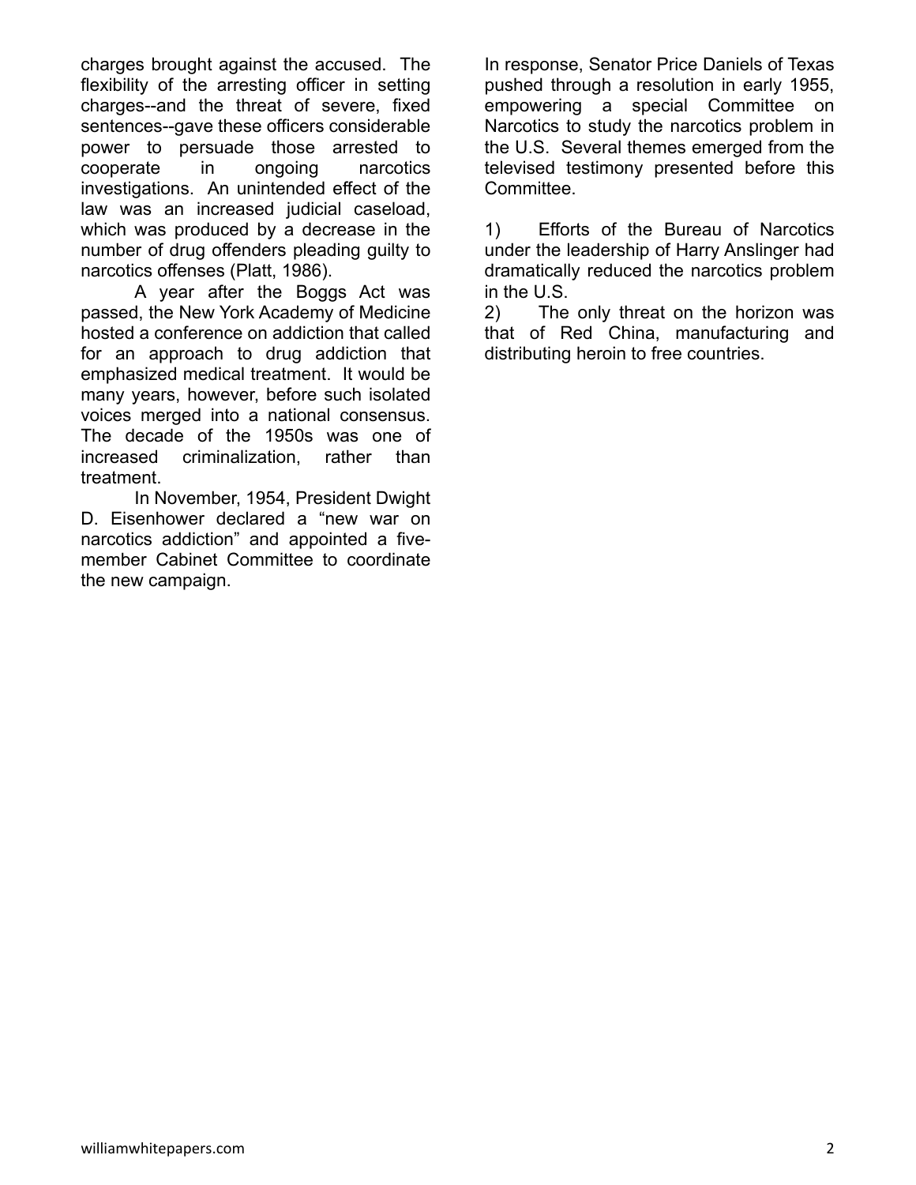charges brought against the accused. The flexibility of the arresting officer in setting charges--and the threat of severe, fixed sentences--gave these officers considerable power to persuade those arrested to cooperate in ongoing narcotics investigations. An unintended effect of the law was an increased judicial caseload, which was produced by a decrease in the number of drug offenders pleading guilty to narcotics offenses (Platt, 1986).

A year after the Boggs Act was passed, the New York Academy of Medicine hosted a conference on addiction that called for an approach to drug addiction that emphasized medical treatment. It would be many years, however, before such isolated voices merged into a national consensus. The decade of the 1950s was one of increased criminalization, rather than treatment.

In November, 1954, President Dwight D. Eisenhower declared a "new war on narcotics addiction" and appointed a five-member Cabinet Committee to coordinate the new campaign.

In response, Senator Price Daniels of Texas pushed through a resolution in early 1955, empowering a special Committee on Narcotics to study the narcotics problem in the U.S. Several themes emerged from the televised testimony presented before this Committee.

1) Efforts of the Bureau of Narcotics under the leadership of Harry Anslinger had dramatically reduced the narcotics problem in the U.S.

2) The only threat on the horizon was that of Red China, manufacturing and distributing heroin to free countries.